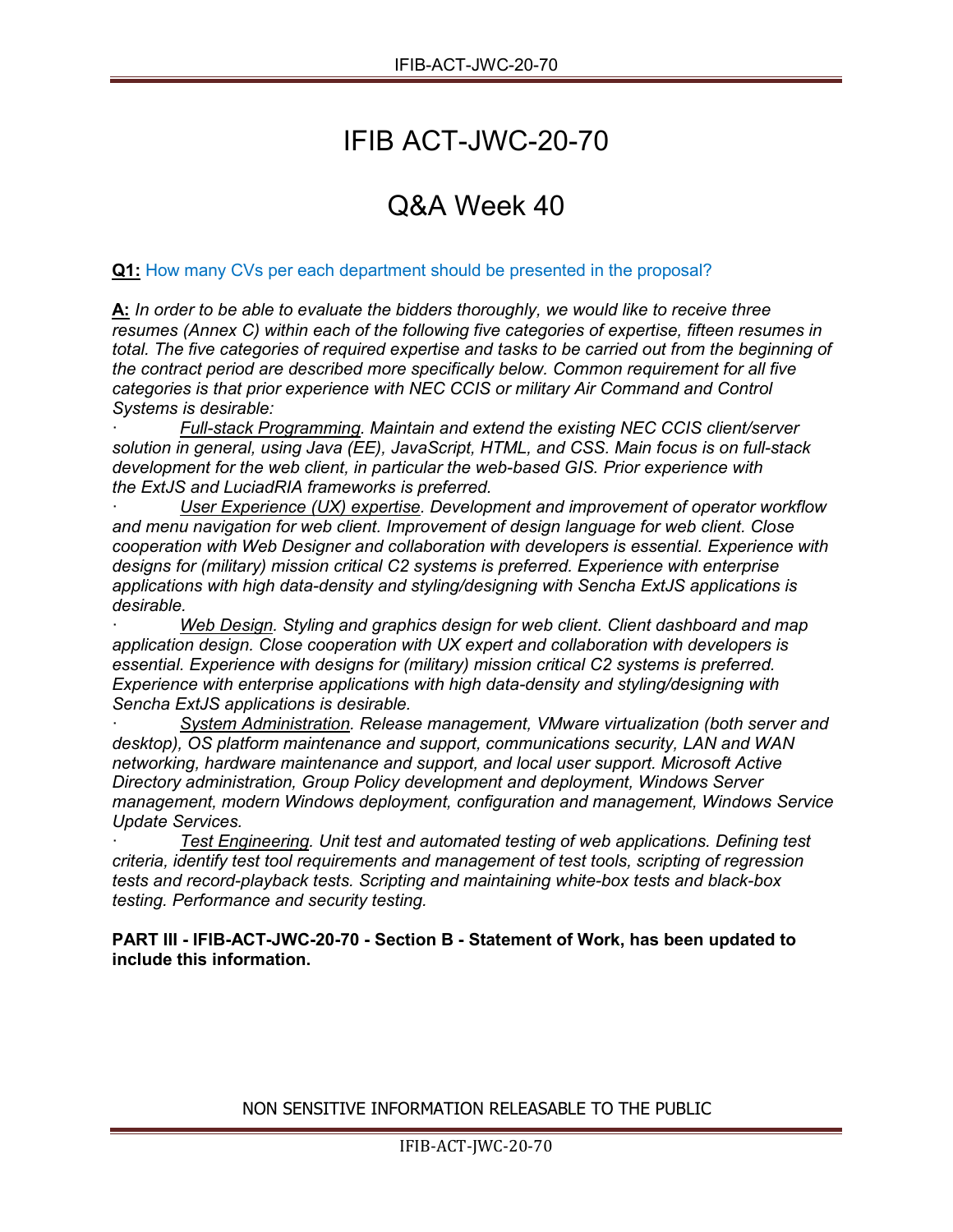# IFIB ACT-JWC-20-70

## Q&A Week 40

**Q1:** How many CVs per each department should be presented in the proposal?

**A:** *In order to be able to evaluate the bidders thoroughly, we would like to receive three resumes (Annex C) within each of the following five categories of expertise, fifteen resumes in total. The five categories of required expertise and tasks to be carried out from the beginning of the contract period are described more specifically below. Common requirement for all five categories is that prior experience with NEC CCIS or military Air Command and Control Systems is desirable:*

- *Full-stack Programming. Maintain and extend the existing NEC CCIS client/server solution in general, using Java (EE), JavaScript, HTML, and CSS. Main focus is on full-stack development for the web client, in particular the web-based GIS. Prior experience with the ExtJS and LuciadRIA frameworks is preferred.*
- *User Experience (UX) expertise. Development and improvement of operator workflow and menu navigation for web client. Improvement of design language for web client. Close cooperation with Web Designer and collaboration with developers is essential. Experience with designs for (military) mission critical C2 systems is preferred. Experience with enterprise applications with high data-density and styling/designing with Sencha ExtJS applications is desirable.*
- *Web Design. Styling and graphics design for web client. Client dashboard and map application design. Close cooperation with UX expert and collaboration with developers is essential. Experience with designs for (military) mission critical C2 systems is preferred. Experience with enterprise applications with high data-density and styling/designing with Sencha ExtJS applications is desirable.*
- *System Administration. Release management, VMware virtualization (both server and desktop), OS platform maintenance and support, communications security, LAN and WAN networking, hardware maintenance and support, and local user support. Microsoft Active Directory administration, Group Policy development and deployment, Windows Server management, modern Windows deployment, configuration and management, Windows Service Update Services.*
- *Test Engineering. Unit test and automated testing of web applications. Defining test criteria, identify test tool requirements and management of test tools, scripting of regression tests and record-playback tests. Scripting and maintaining white-box tests and black-box testing. Performance and security testing.*

**PART III - IFIB-ACT-JWC-20-70 - Section B - Statement of Work, has been updated to include this information.**

NON SENSITIVE INFORMATION RELEASABLE TO THE PUBLIC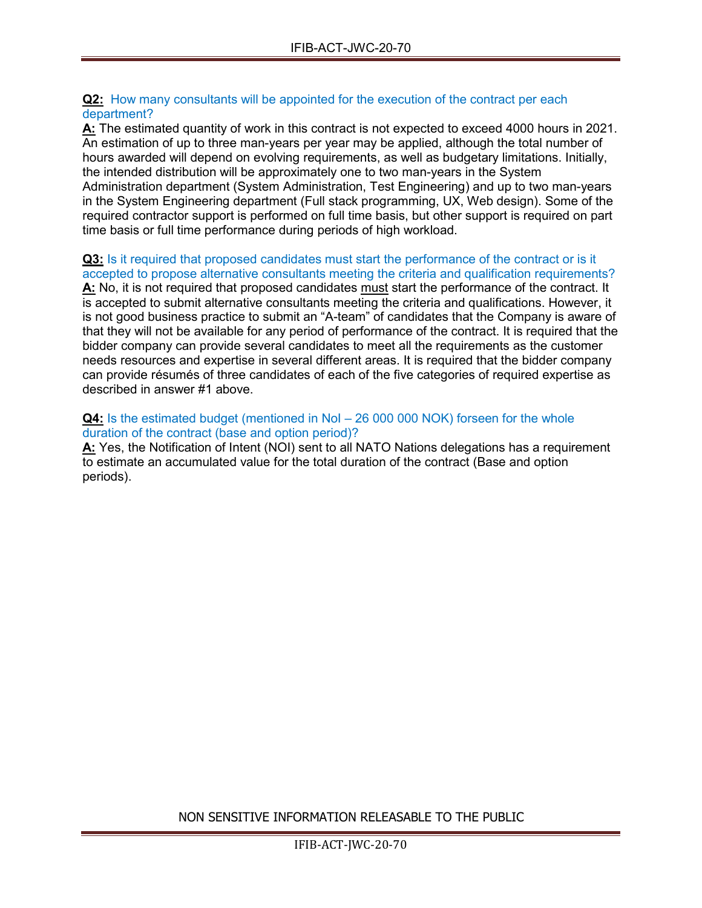**Q2:** How many consultants will be appointed for the execution of the contract per each department?

**A:** The estimated quantity of work in this contract is not expected to exceed 4000 hours in 2021. An estimation of up to three man-years per year may be applied, although the total number of hours awarded will depend on evolving requirements, as well as budgetary limitations. Initially, the intended distribution will be approximately one to two man-years in the System Administration department (System Administration, Test Engineering) and up to two man-years in the System Engineering department (Full stack programming, UX, Web design). Some of the required contractor support is performed on full time basis, but other support is required on part time basis or full time performance during periods of high workload.

**Q3:** Is it required that proposed candidates must start the performance of the contract or is it accepted to propose alternative consultants meeting the criteria and qualification requirements?

**A:** No, it is not required that proposed candidates must start the performance of the contract. It is accepted to submit alternative consultants meeting the criteria and qualifications. However, it is not good business practice to submit an "A-team" of candidates that the Company is aware of that they will not be available for any period of performance of the contract. It is required that the bidder company can provide several candidates to meet all the requirements as the customer needs resources and expertise in several different areas. It is required that the bidder company can provide résumés of three candidates of each of the five categories of required expertise as described in answer #1 above.

**Q4:** Is the estimated budget (mentioned in NoI – 26 000 000 NOK) forseen for the whole duration of the contract (base and option period)?

**A:** Yes, the Notification of Intent (NOI) sent to all NATO Nations delegations has a requirement to estimate an accumulated value for the total duration of the contract (Base and option periods).

NON SENSITIVE INFORMATION RELEASABLE TO THE PUBLIC